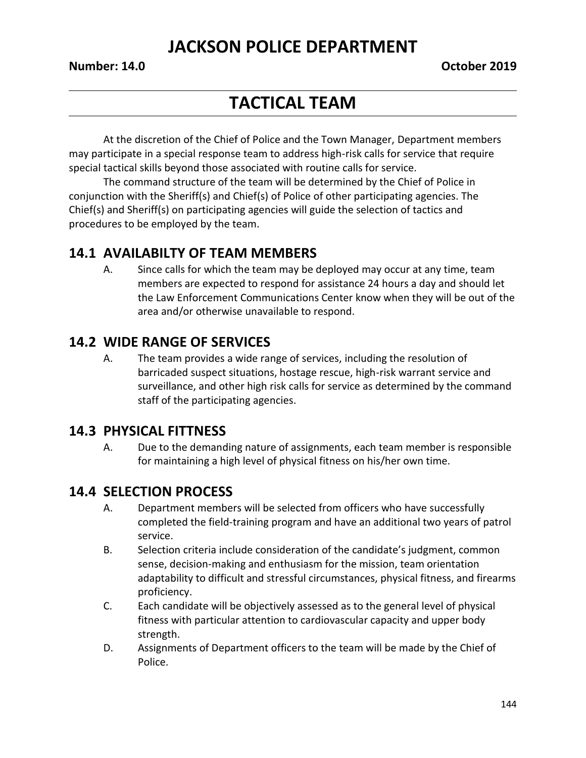# JACKSON POLICE DEPARTMENT

**Number: 14.0** **October 2019**

## TACTICAL TEAM

At the discretion of the Chief of Police and the Town Manager, Department members may participate in a special response team to address high-risk calls for service that require special tactical skills beyond those associated with routine calls for service.

The command structure of the team will be determined by the Chief of Police in conjunction with the Sheriff(s) and Chief(s) of Police of other participating agencies. The Chief(s) and Sheriff(s) on participating agencies will guide the selection of tactics and procedures to be employed by the team.

### 14.1 AVAILABILTY OF TEAM MEMBERS

A. Since calls for which the team may be deployed may occur at any time, team members are expected to respond for assistance 24 hours a day and should let the Law Enforcement Communications Center know when they will be out of the area and/or otherwise unavailable to respond.

### 14.2 WIDE RANGE OF SERVICES

A. The team provides a wide range of services, including the resolution of barricaded suspect situations, hostage rescue, high-risk warrant service and surveillance, and other high risk calls for service as determined by the command staff of the participating agencies.

### 14.3 PHYSICAL FITTNESS

A. Due to the demanding nature of assignments, each team member is responsible for maintaining a high level of physical fitness on his/her own time.

### 14.4 SELECTION PROCESS

A. Department members will be selected from officers who have successfully completed the field-training program and have an additional two years of patrol service.

B. Selection criteria include consideration of the candidate's judgment, common sense, decision-making and enthusiasm for the mission, team orientation adaptability to difficult and stressful circumstances, physical fitness, and firearms proficiency.

C. Each candidate will be objectively assessed as to the general level of physical fitness with particular attention to cardiovascular capacity and upper body strength.

D. Assignments of Department officers to the team will be made by the Chief of Police.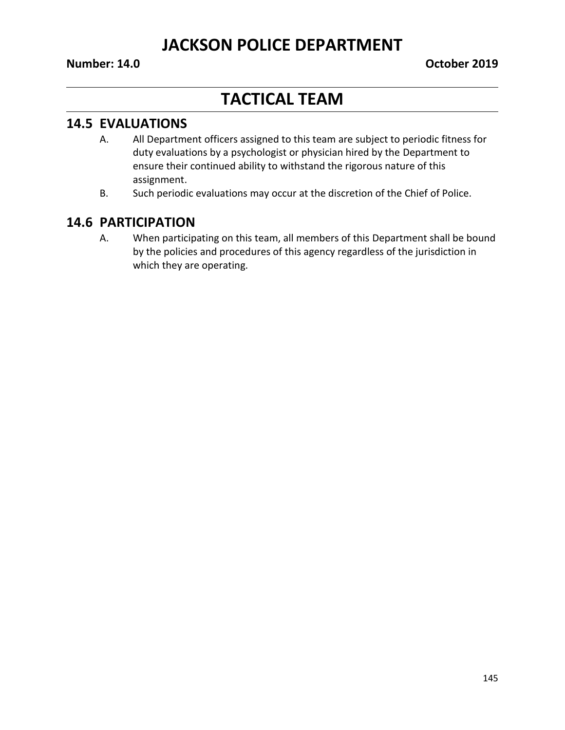# JACKSON POLICE DEPARTMENT

**Number: 14.0** **October 2019**

## TACTICAL TEAM

### 14.5 EVALUATIONS

A. All Department officers assigned to this team are subject to periodic fitness for duty evaluations by a psychologist or physician hired by the Department to ensure their continued ability to withstand the rigorous nature of this assignment.

B. Such periodic evaluations may occur at the discretion of the Chief of Police.

### 14.6 PARTICIPATION

A. When participating on this team, all members of this Department shall be bound by the policies and procedures of this agency regardless of the jurisdiction in which they are operating.